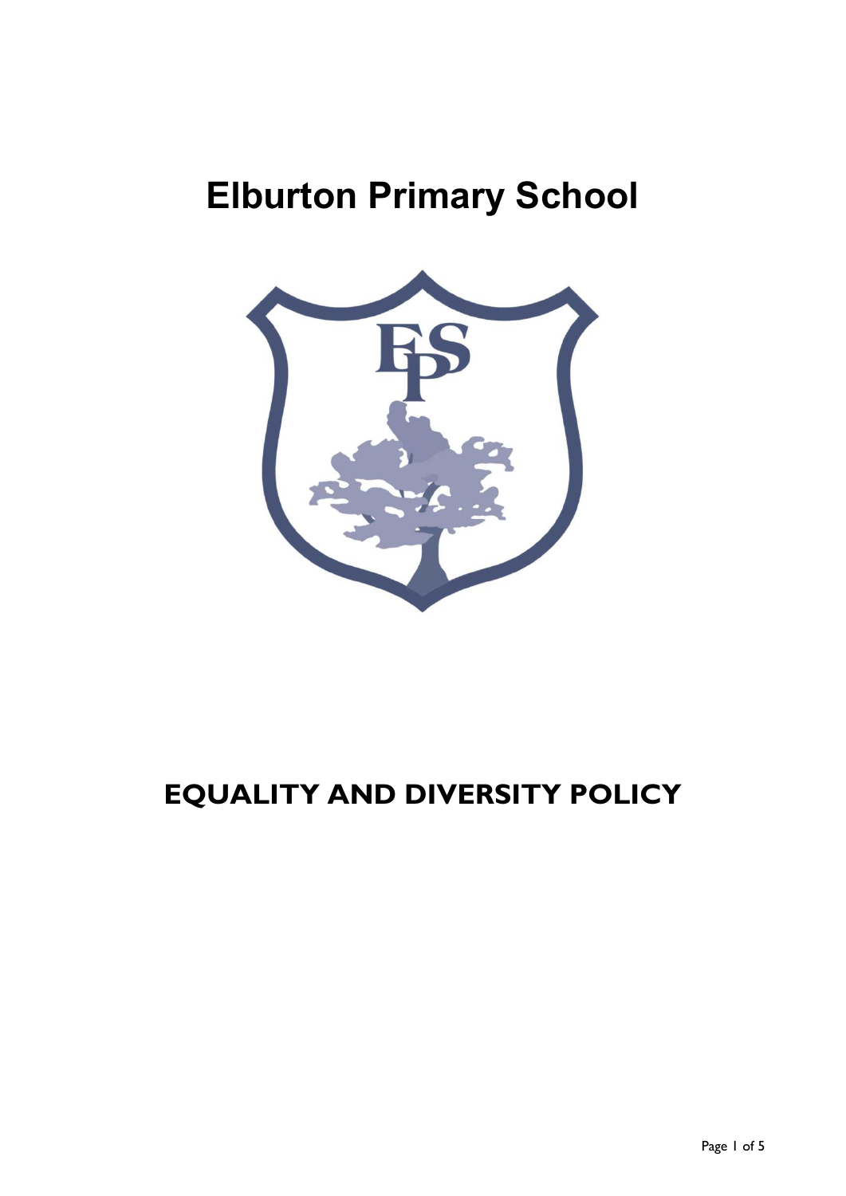# Elburton Primary School

## EQUALITY AND DIVERSITY POLICY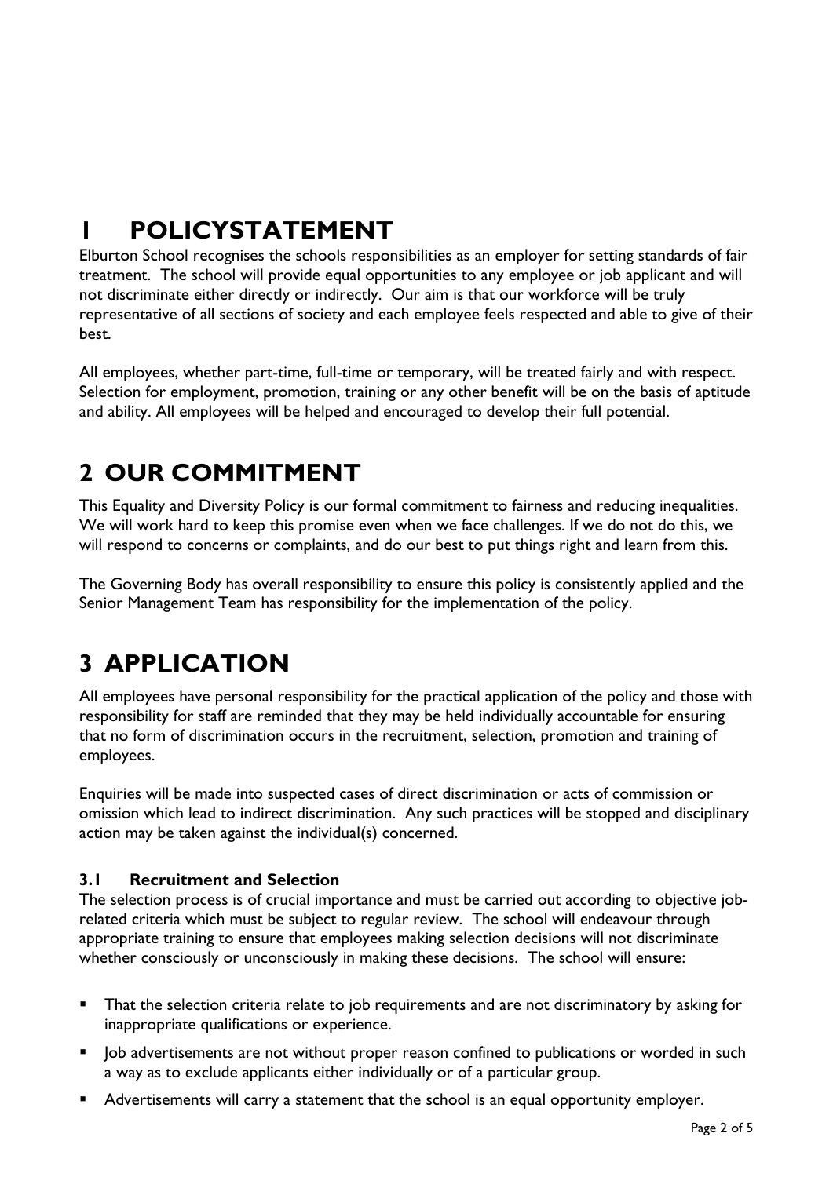# 1 POLICYSTATEMENT

Elburton School recognises the schools responsibilities as an employer for setting standards of fair treatment. The school will provide equal opportunities to any employee or job applicant and will not discriminate either directly or indirectly. Our aim is that our workforce will be truly representative of all sections of society and each employee feels respected and able to give of their best.

All employees, whether part-time, full-time or temporary, will be treated fairly and with respect. Selection for employment, promotion, training or any other benefit will be on the basis of aptitude and ability. All employees will be helped and encouraged to develop their full potential.

# 2 OUR COMMITMENT

This Equality and Diversity Policy is our formal commitment to fairness and reducing inequalities. We will work hard to keep this promise even when we face challenges. If we do not do this, we will respond to concerns or complaints, and do our best to put things right and learn from this.

The Governing Body has overall responsibility to ensure this policy is consistently applied and the Senior Management Team has responsibility for the implementation of the policy.

# 3 APPLICATION

All employees have personal responsibility for the practical application of the policy and those with responsibility for staff are reminded that they may be held individually accountable for ensuring that no form of discrimination occurs in the recruitment, selection, promotion and training of employees.

Enquiries will be made into suspected cases of direct discrimination or acts of commission or omission which lead to indirect discrimination. Any such practices will be stopped and disciplinary action may be taken against the individual(s) concerned.

### 3.1 Recruitment and Selection

The selection process is of crucial importance and must be carried out according to objective job-related criteria which must be subject to regular review. The school will endeavour through appropriate training to ensure that employees making selection decisions will not discriminate whether consciously or unconsciously in making these decisions. The school will ensure:

- That the selection criteria relate to job requirements and are not discriminatory by asking for inappropriate qualifications or experience.
- Job advertisements are not without proper reason confined to publications or worded in such a way as to exclude applicants either individually or of a particular group.
- Advertisements will carry a statement that the school is an equal opportunity employer.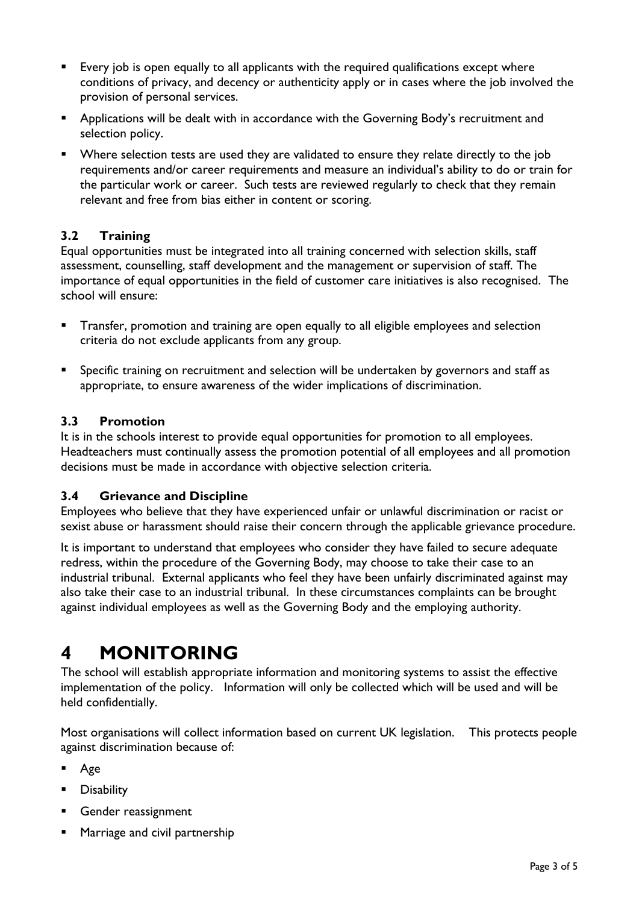- Every job is open equally to all applicants with the required qualifications except where conditions of privacy, and decency or authenticity apply or in cases where the job involved the provision of personal services.
- Applications will be dealt with in accordance with the Governing Body's recruitment and selection policy.
- Where selection tests are used they are validated to ensure they relate directly to the job requirements and/or career requirements and measure an individual's ability to do or train for the particular work or career. Such tests are reviewed regularly to check that they remain relevant and free from bias either in content or scoring.

### 3.2 Training

Equal opportunities must be integrated into all training concerned with selection skills, staff assessment, counselling, staff development and the management or supervision of staff. The importance of equal opportunities in the field of customer care initiatives is also recognised. The school will ensure:

- Transfer, promotion and training are open equally to all eligible employees and selection criteria do not exclude applicants from any group.
- Specific training on recruitment and selection will be undertaken by governors and staff as appropriate, to ensure awareness of the wider implications of discrimination.

### 3.3 Promotion

It is in the schools interest to provide equal opportunities for promotion to all employees. Headteachers must continually assess the promotion potential of all employees and all promotion decisions must be made in accordance with objective selection criteria.

### 3.4 Grievance and Discipline

Employees who believe that they have experienced unfair or unlawful discrimination or racist or sexist abuse or harassment should raise their concern through the applicable grievance procedure.

It is important to understand that employees who consider they have failed to secure adequate redress, within the procedure of the Governing Body, may choose to take their case to an industrial tribunal. External applicants who feel they have been unfairly discriminated against may also take their case to an industrial tribunal. In these circumstances complaints can be brought against individual employees as well as the Governing Body and the employing authority.

# 4 MONITORING

The school will establish appropriate information and monitoring systems to assist the effective implementation of the policy. Information will only be collected which will be used and will be held confidentially.

Most organisations will collect information based on current UK legislation. This protects people against discrimination because of:

- Age
- Disability
- Gender reassignment
- Marriage and civil partnership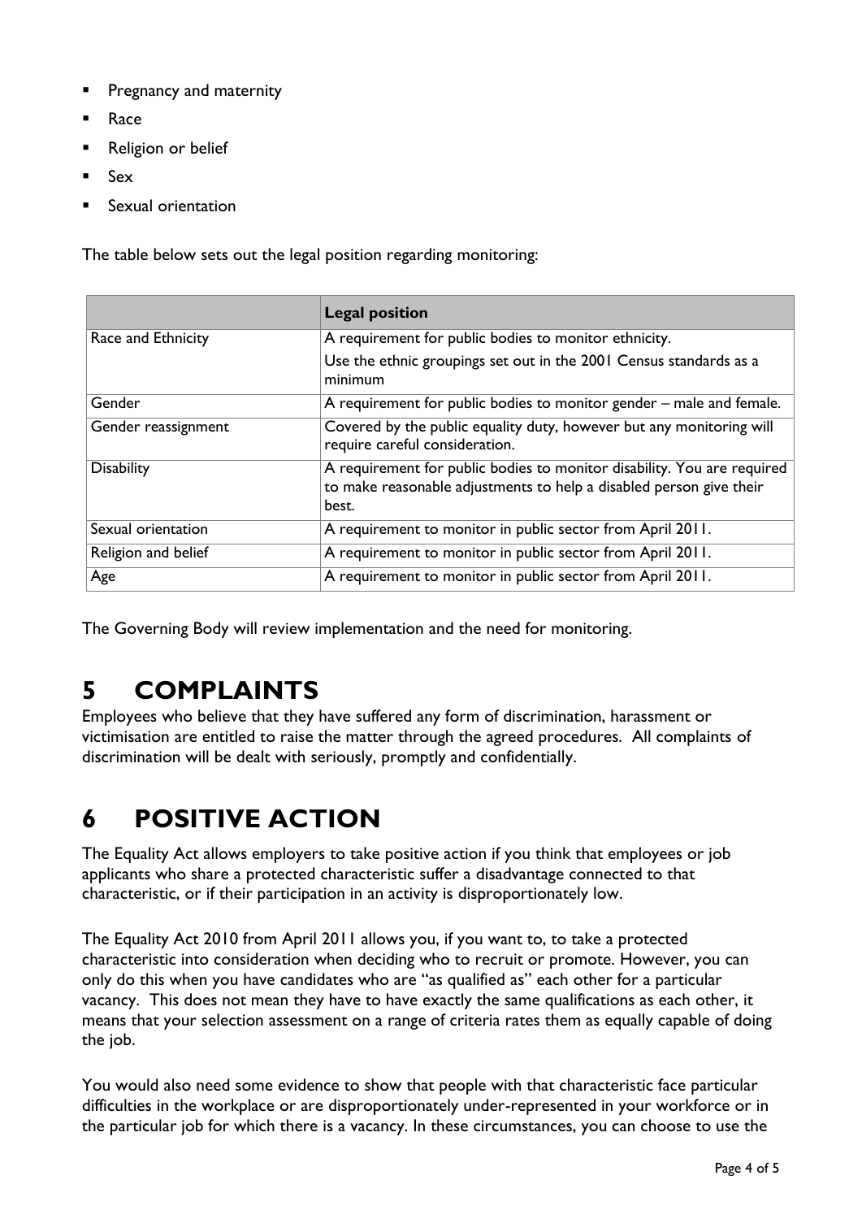- Pregnancy and maternity
- Race
- Religion or belief
- Sex
- Sexual orientation

The table below sets out the legal position regarding monitoring:

| | **Legal position** |
|---|---|
| Race and Ethnicity | A requirement for public bodies to monitor ethnicity.<br>Use the ethnic groupings set out in the 2001 Census standards as a minimum |
| Gender | A requirement for public bodies to monitor gender – male and female. |
| Gender reassignment | Covered by the public equality duty, however but any monitoring will require careful consideration. |
| Disability | A requirement for public bodies to monitor disability. You are required to make reasonable adjustments to help a disabled person give their best. |
| Sexual orientation | A requirement to monitor in public sector from April 2011. |
| Religion and belief | A requirement to monitor in public sector from April 2011. |
| Age | A requirement to monitor in public sector from April 2011. |

The Governing Body will review implementation and the need for monitoring.

# 5 COMPLAINTS

Employees who believe that they have suffered any form of discrimination, harassment or victimisation are entitled to raise the matter through the agreed procedures. All complaints of discrimination will be dealt with seriously, promptly and confidentially.

# 6 POSITIVE ACTION

The Equality Act allows employers to take positive action if you think that employees or job applicants who share a protected characteristic suffer a disadvantage connected to that characteristic, or if their participation in an activity is disproportionately low.

The Equality Act 2010 from April 2011 allows you, if you want to, to take a protected characteristic into consideration when deciding who to recruit or promote. However, you can only do this when you have candidates who are "as qualified as" each other for a particular vacancy. This does not mean they have to have exactly the same qualifications as each other, it means that your selection assessment on a range of criteria rates them as equally capable of doing the job.

You would also need some evidence to show that people with that characteristic face particular difficulties in the workplace or are disproportionately under-represented in your workforce or in the particular job for which there is a vacancy. In these circumstances, you can choose to use the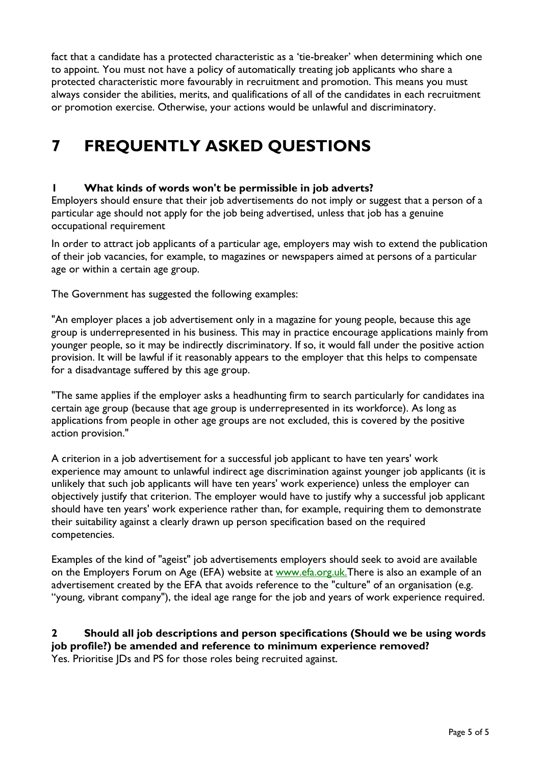fact that a candidate has a protected characteristic as a 'tie-breaker' when determining which one to appoint. You must not have a policy of automatically treating job applicants who share a protected characteristic more favourably in recruitment and promotion. This means you must always consider the abilities, merits, and qualifications of all of the candidates in each recruitment or promotion exercise. Otherwise, your actions would be unlawful and discriminatory.

# 7 FREQUENTLY ASKED QUESTIONS

### 1 What kinds of words won't be permissible in job adverts?

Employers should ensure that their job advertisements do not imply or suggest that a person of a particular age should not apply for the job being advertised, unless that job has a genuine occupational requirement

In order to attract job applicants of a particular age, employers may wish to extend the publication of their job vacancies, for example, to magazines or newspapers aimed at persons of a particular age or within a certain age group.

The Government has suggested the following examples:

"An employer places a job advertisement only in a magazine for young people, because this age group is underrepresented in his business. This may in practice encourage applications mainly from younger people, so it may be indirectly discriminatory. If so, it would fall under the positive action provision. It will be lawful if it reasonably appears to the employer that this helps to compensate for a disadvantage suffered by this age group.

"The same applies if the employer asks a headhunting firm to search particularly for candidates ina certain age group (because that age group is underrepresented in its workforce). As long as applications from people in other age groups are not excluded, this is covered by the positive action provision."

A criterion in a job advertisement for a successful job applicant to have ten years' work experience may amount to unlawful indirect age discrimination against younger job applicants (it is unlikely that such job applicants will have ten years' work experience) unless the employer can objectively justify that criterion. The employer would have to justify why a successful job applicant should have ten years' work experience rather than, for example, requiring them to demonstrate their suitability against a clearly drawn up person specification based on the required competencies.

Examples of the kind of "ageist" job advertisements employers should seek to avoid are available on the Employers Forum on Age (EFA) website at www.efa.org.uk.There is also an example of an advertisement created by the EFA that avoids reference to the "culture" of an organisation (e.g. "young, vibrant company"), the ideal age range for the job and years of work experience required.

### 2 Should all job descriptions and person specifications (Should we be using words job profile?) be amended and reference to minimum experience removed?

Yes. Prioritise JDs and PS for those roles being recruited against.